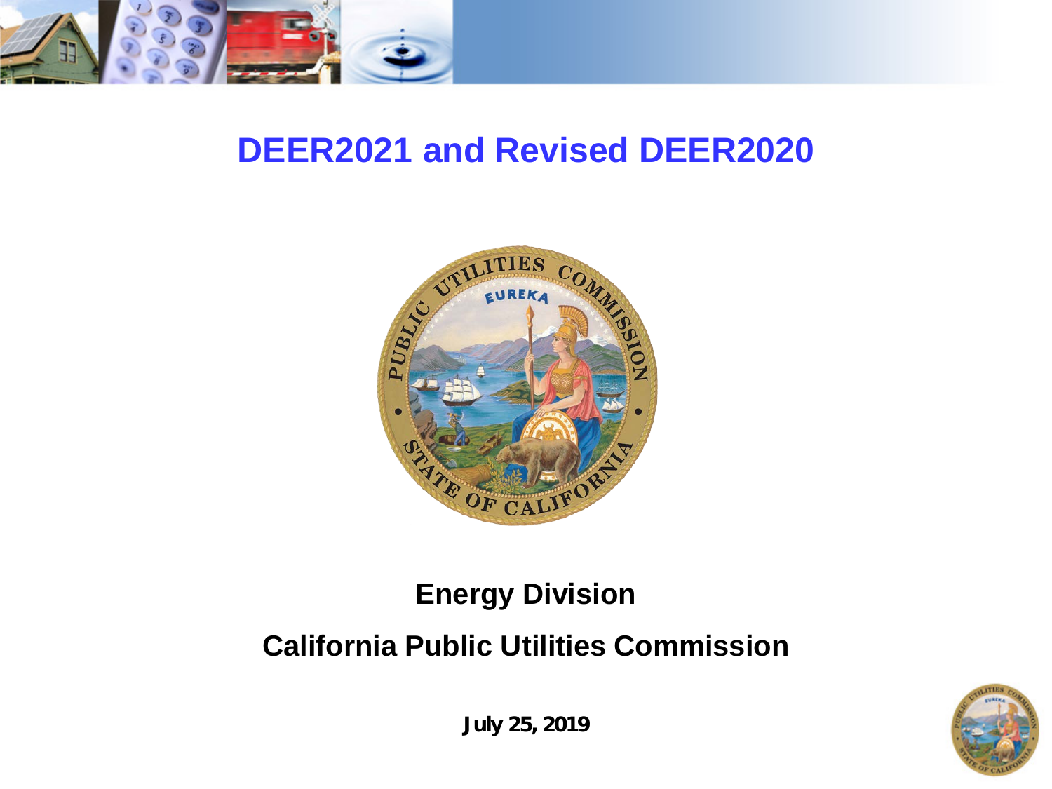# DEER2021 and Revised DEER2020

**Energy Division**

**California Public Utilities Commission**

**July 25, 2019**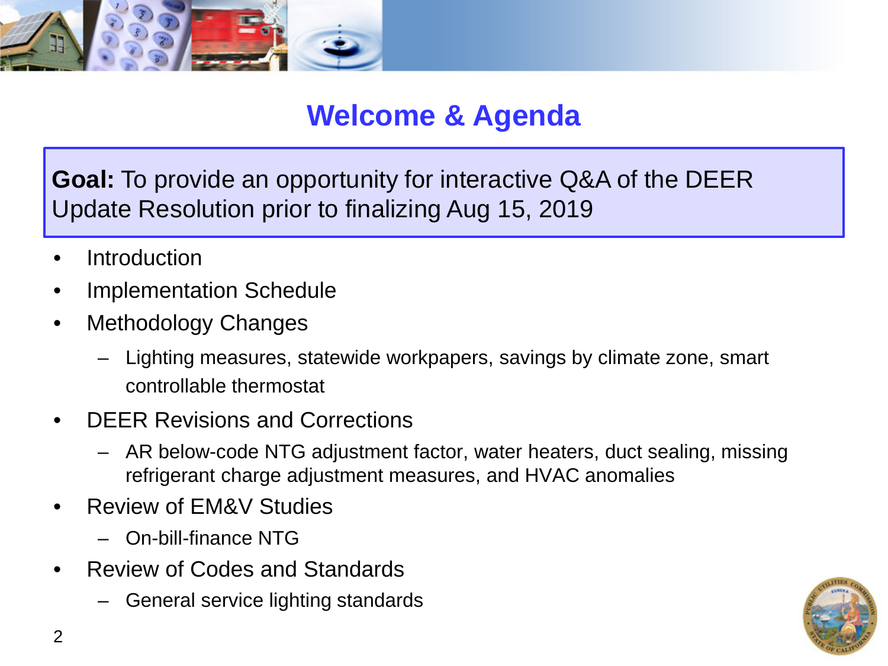# Welcome & Agenda

**Goal:** To provide an opportunity for interactive Q&A of the DEER Update Resolution prior to finalizing Aug 15, 2019

- Introduction
- Implementation Schedule
- Methodology Changes
  - Lighting measures, statewide workpapers, savings by climate zone, smart controllable thermostat
- DEER Revisions and Corrections
  - AR below-code NTG adjustment factor, water heaters, duct sealing, missing refrigerant charge adjustment measures, and HVAC anomalies
- Review of EM&V Studies
  - On-bill-finance NTG
- Review of Codes and Standards
  - General service lighting standards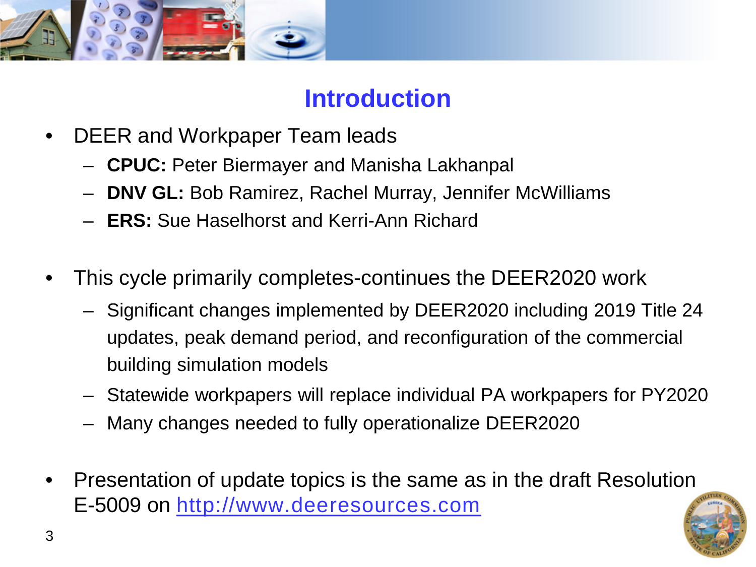# Introduction

- DEER and Workpaper Team leads
  - **CPUC:** Peter Biermayer and Manisha Lakhanpal
  - **DNV GL:** Bob Ramirez, Rachel Murray, Jennifer McWilliams
  - **ERS:** Sue Haselhorst and Kerri-Ann Richard

- This cycle primarily completes-continues the DEER2020 work
  - Significant changes implemented by DEER2020 including 2019 Title 24 updates, peak demand period, and reconfiguration of the commercial building simulation models
  - Statewide workpapers will replace individual PA workpapers for PY2020
  - Many changes needed to fully operationalize DEER2020

- Presentation of update topics is the same as in the draft Resolution E-5009 on [http://www.deeresources.com](http://www.deeresources.com)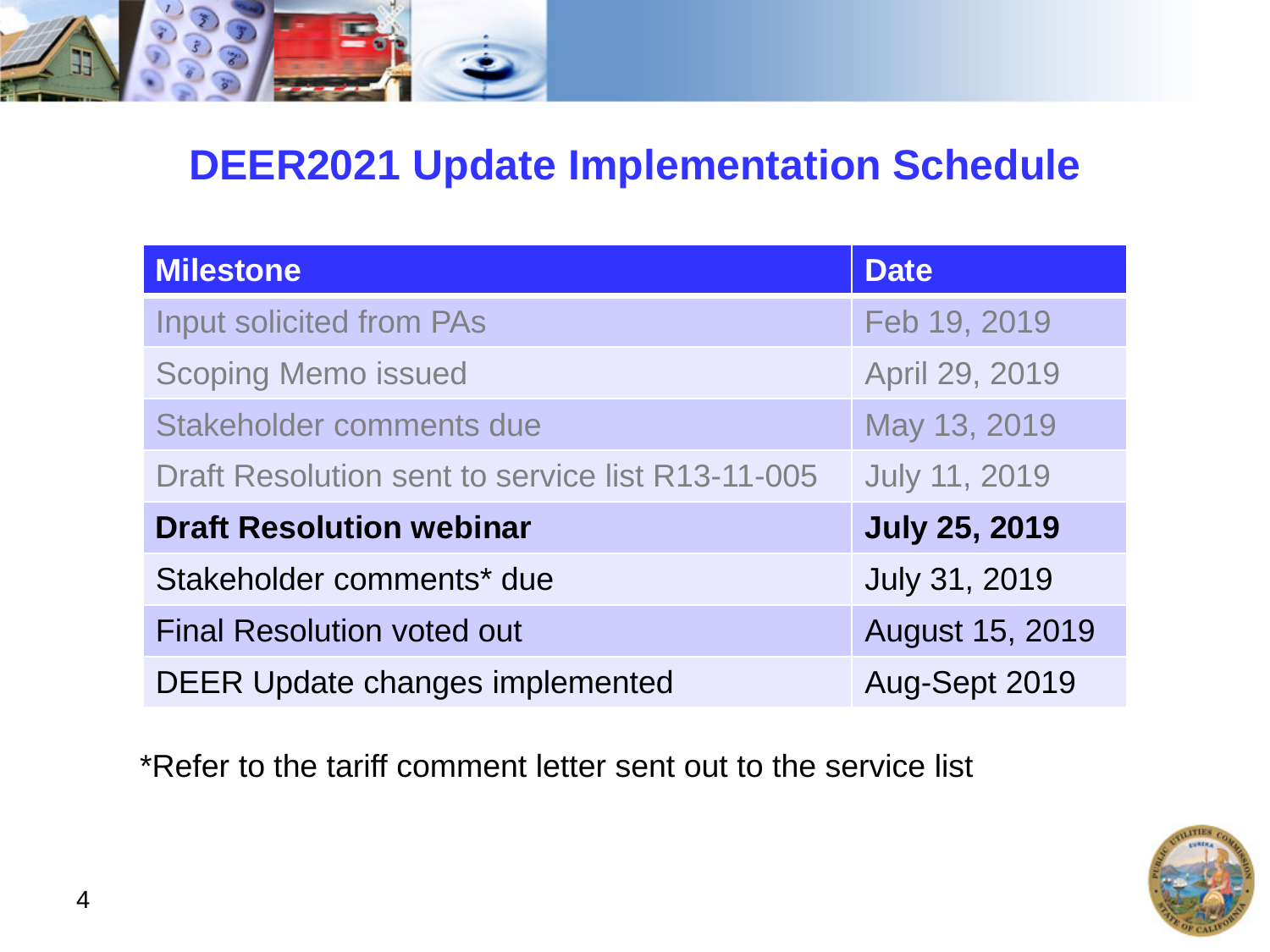# DEER2021 Update Implementation Schedule

| Milestone | Date |
| --- | --- |
| Input solicited from PAs | Feb 19, 2019 |
| Scoping Memo issued | April 29, 2019 |
| Stakeholder comments due | May 13, 2019 |
| Draft Resolution sent to service list R13-11-005 | July 11, 2019 |
| **Draft Resolution webinar** | **July 25, 2019** |
| Stakeholder comments* due | July 31, 2019 |
| Final Resolution voted out | August 15, 2019 |
| DEER Update changes implemented | Aug-Sept 2019 |

*Refer to the tariff comment letter sent out to the service list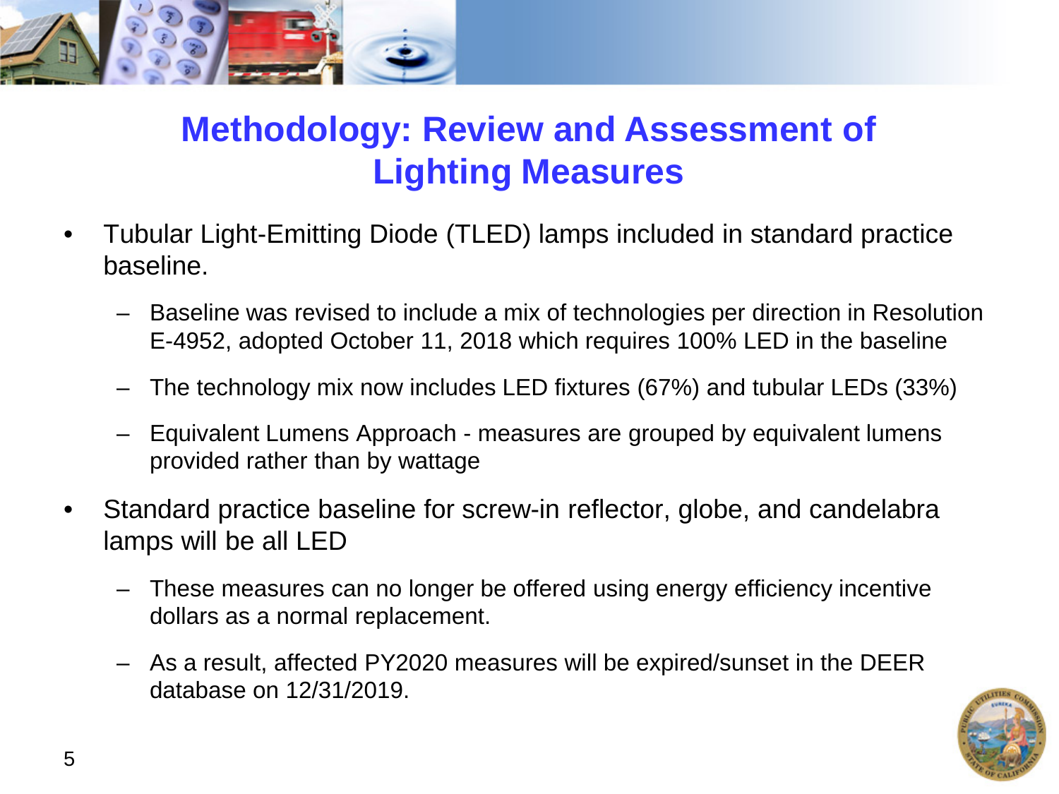# Methodology: Review and Assessment of Lighting Measures

- Tubular Light-Emitting Diode (TLED) lamps included in standard practice baseline.
  - Baseline was revised to include a mix of technologies per direction in Resolution E-4952, adopted October 11, 2018 which requires 100% LED in the baseline
  - The technology mix now includes LED fixtures (67%) and tubular LEDs (33%)
  - Equivalent Lumens Approach - measures are grouped by equivalent lumens provided rather than by wattage
- Standard practice baseline for screw-in reflector, globe, and candelabra lamps will be all LED
  - These measures can no longer be offered using energy efficiency incentive dollars as a normal replacement.
  - As a result, affected PY2020 measures will be expired/sunset in the DEER database on 12/31/2019.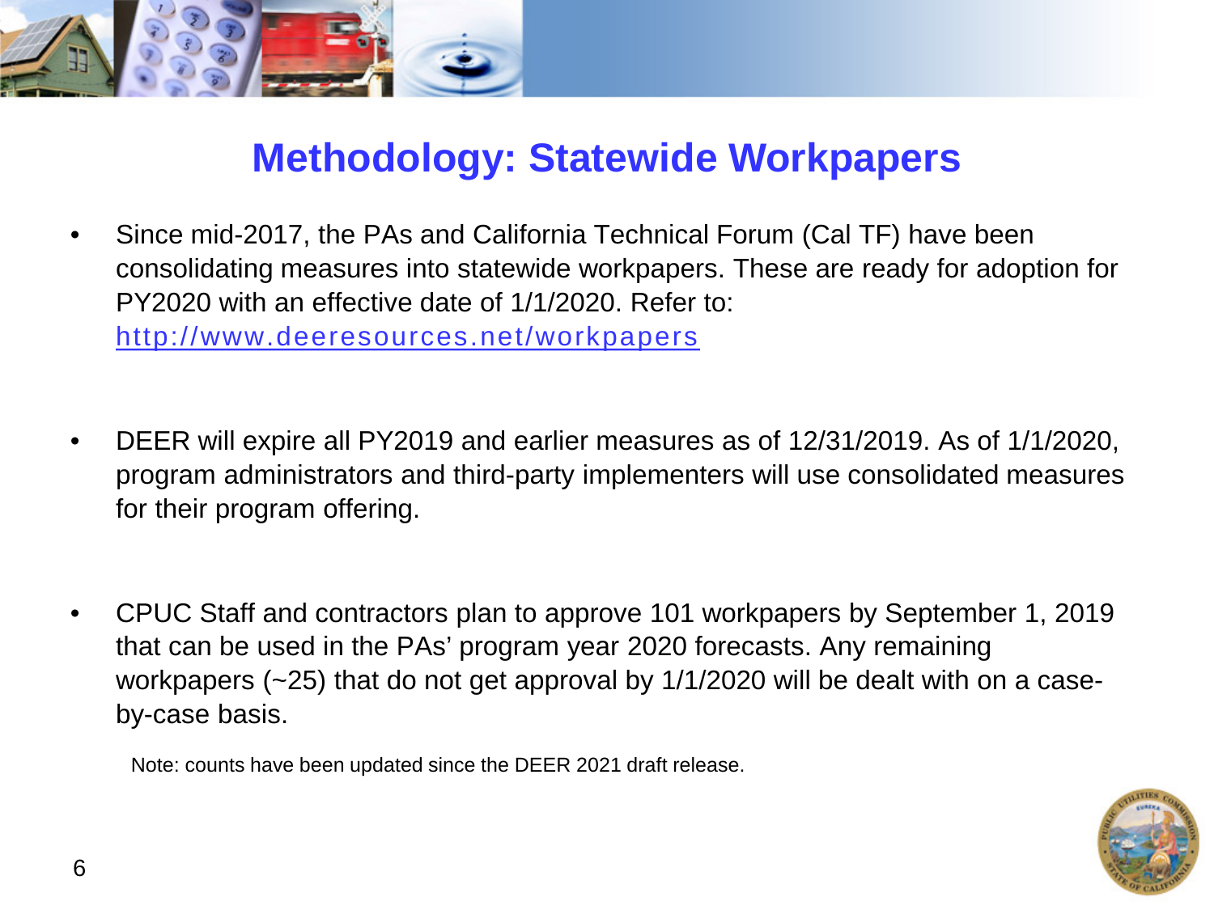# Methodology: Statewide Workpapers

- Since mid-2017, the PAs and California Technical Forum (Cal TF) have been consolidating measures into statewide workpapers. These are ready for adoption for PY2020 with an effective date of 1/1/2020. Refer to: http://www.deeresources.net/workpapers

- DEER will expire all PY2019 and earlier measures as of 12/31/2019. As of 1/1/2020, program administrators and third-party implementers will use consolidated measures for their program offering.

- CPUC Staff and contractors plan to approve 101 workpapers by September 1, 2019 that can be used in the PAs' program year 2020 forecasts. Any remaining workpapers (~25) that do not get approval by 1/1/2020 will be dealt with on a case-by-case basis.

Note: counts have been updated since the DEER 2021 draft release.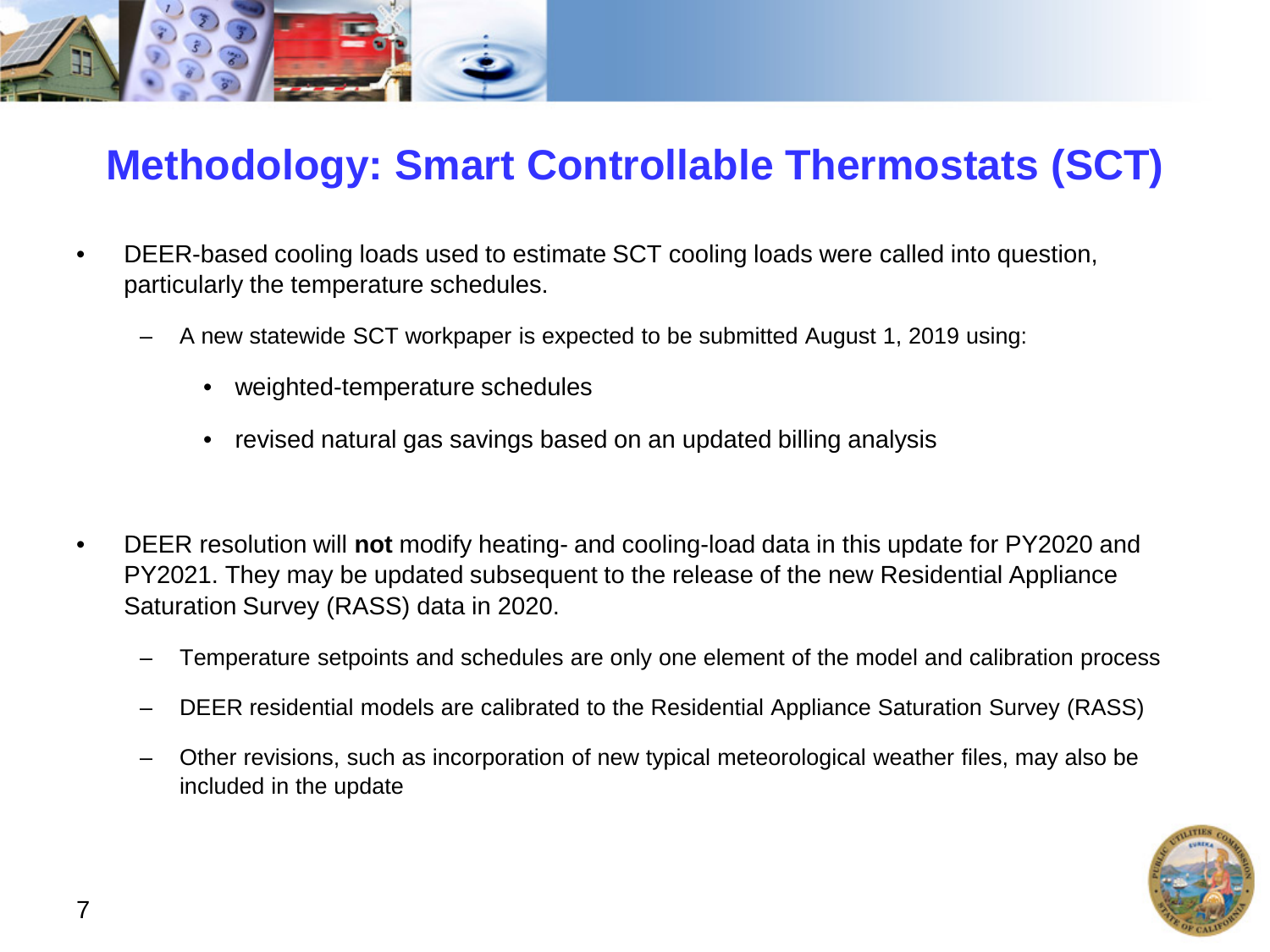# Methodology: Smart Controllable Thermostats (SCT)

- DEER-based cooling loads used to estimate SCT cooling loads were called into question, particularly the temperature schedules.
  - A new statewide SCT workpaper is expected to be submitted August 1, 2019 using:
    - weighted-temperature schedules
    - revised natural gas savings based on an updated billing analysis

- DEER resolution will **not** modify heating- and cooling-load data in this update for PY2020 and PY2021. They may be updated subsequent to the release of the new Residential Appliance Saturation Survey (RASS) data in 2020.
  - Temperature setpoints and schedules are only one element of the model and calibration process
  - DEER residential models are calibrated to the Residential Appliance Saturation Survey (RASS)
  - Other revisions, such as incorporation of new typical meteorological weather files, may also be included in the update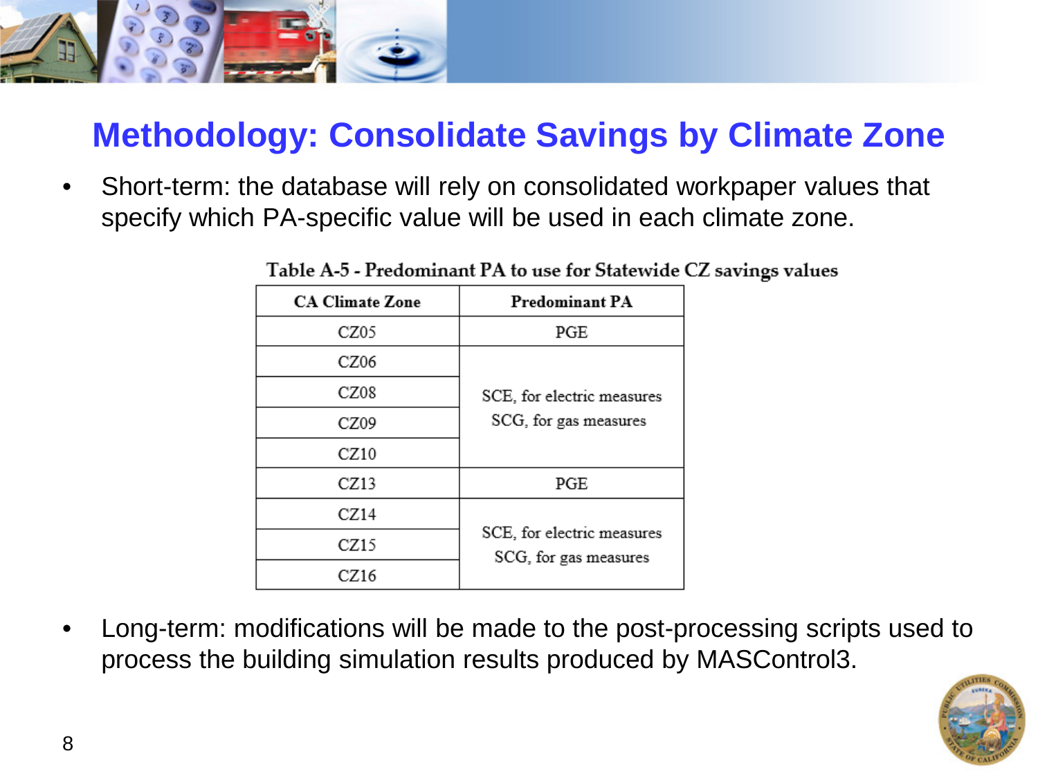# Methodology: Consolidate Savings by Climate Zone

- Short-term: the database will rely on consolidated workpaper values that specify which PA-specific value will be used in each climate zone.

Table A-5 - Predominant PA to use for Statewide CZ savings values

| CA Climate Zone | Predominant PA |
| --- | --- |
| CZ05 | PGE |
| CZ06 | SCE, for electric measures<br>SCG, for gas measures |
| CZ08 | |
| CZ09 | |
| CZ10 | |
| CZ13 | PGE |
| CZ14 | SCE, for electric measures<br>SCG, for gas measures |
| CZ15 | |
| CZ16 | |

- Long-term: modifications will be made to the post-processing scripts used to process the building simulation results produced by MASControl3.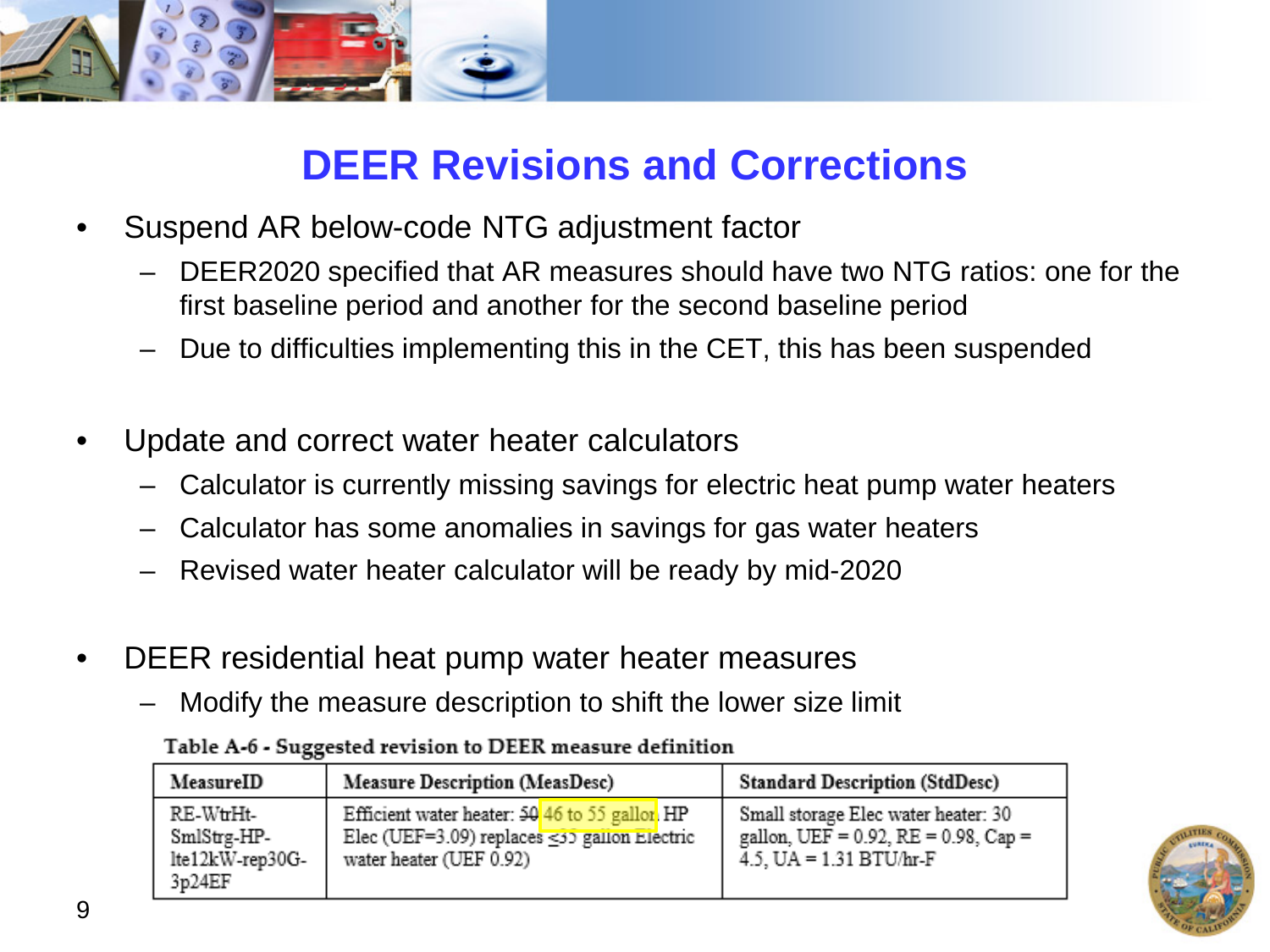# DEER Revisions and Corrections

- Suspend AR below-code NTG adjustment factor
  - DEER2020 specified that AR measures should have two NTG ratios: one for the first baseline period and another for the second baseline period
  - Due to difficulties implementing this in the CET, this has been suspended

- Update and correct water heater calculators
  - Calculator is currently missing savings for electric heat pump water heaters
  - Calculator has some anomalies in savings for gas water heaters
  - Revised water heater calculator will be ready by mid-2020

- DEER residential heat pump water heater measures
  - Modify the measure description to shift the lower size limit

**Table A-6 - Suggested revision to DEER measure definition**

| MeasureID | Measure Description (MeasDesc) | Standard Description (StdDesc) |
|---|---|---|
| RE-WtrHt-SmlStrg-HP-lte12kW-rep30G-3p24EF | Efficient water heater: ~~50~~ 46 to 55 gallon HP Elec (UEF=3.09) replaces ≤35 gallon Electric water heater (UEF 0.92) | Small storage Elec water heater: 30 gallon, UEF = 0.92, RE = 0.98, Cap = 4.5, UA = 1.31 BTU/hr-F |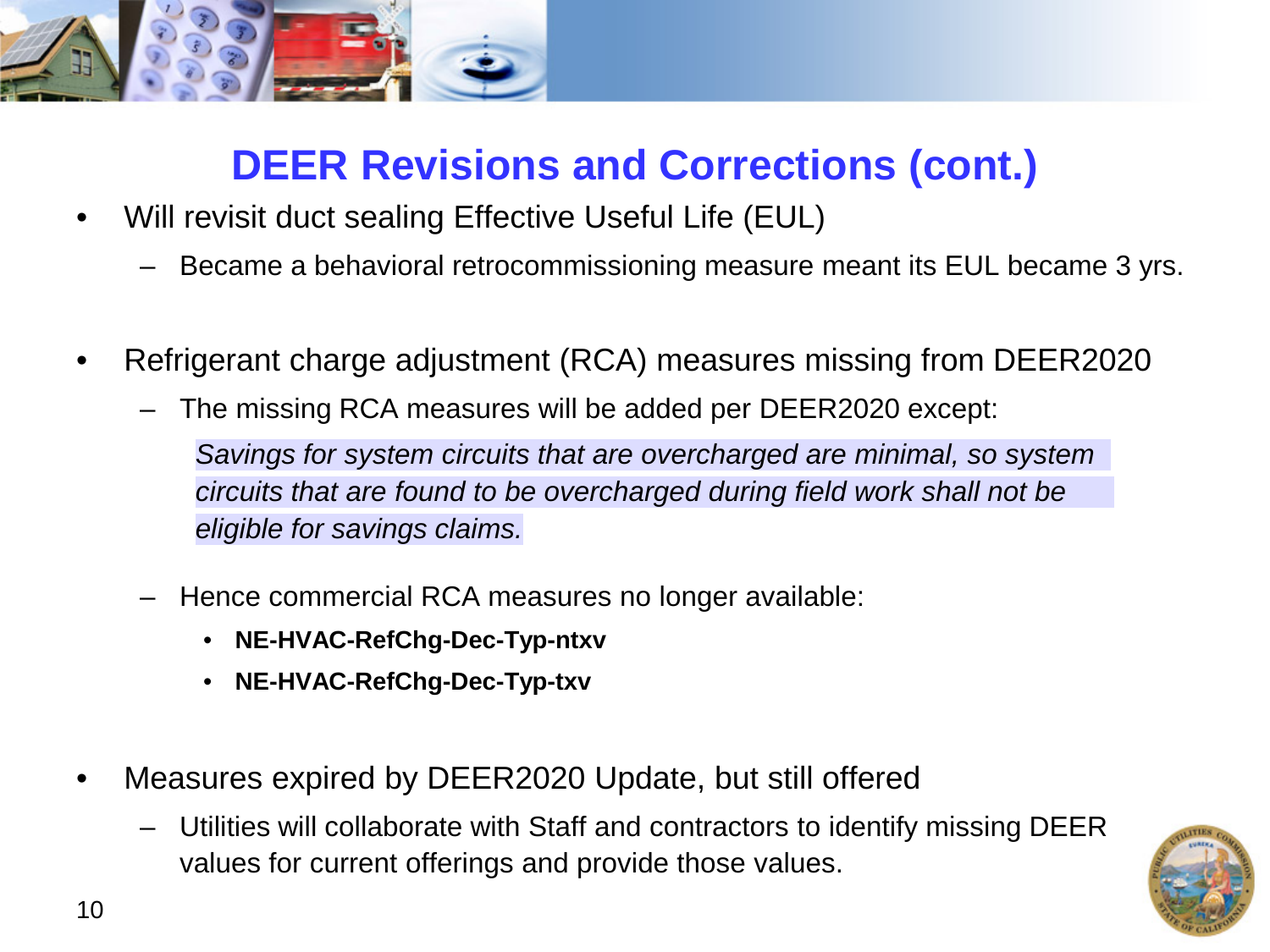# DEER Revisions and Corrections (cont.)

- Will revisit duct sealing Effective Useful Life (EUL)
  - Became a behavioral retrocommissioning measure meant its EUL became 3 yrs.

- Refrigerant charge adjustment (RCA) measures missing from DEER2020
  - The missing RCA measures will be added per DEER2020 except:

    *Savings for system circuits that are overcharged are minimal, so system circuits that are found to be overcharged during field work shall not be eligible for savings claims.*

  - Hence commercial RCA measures no longer available:
    - **NE-HVAC-RefChg-Dec-Typ-ntxv**
    - **NE-HVAC-RefChg-Dec-Typ-txv**

- Measures expired by DEER2020 Update, but still offered
  - Utilities will collaborate with Staff and contractors to identify missing DEER values for current offerings and provide those values.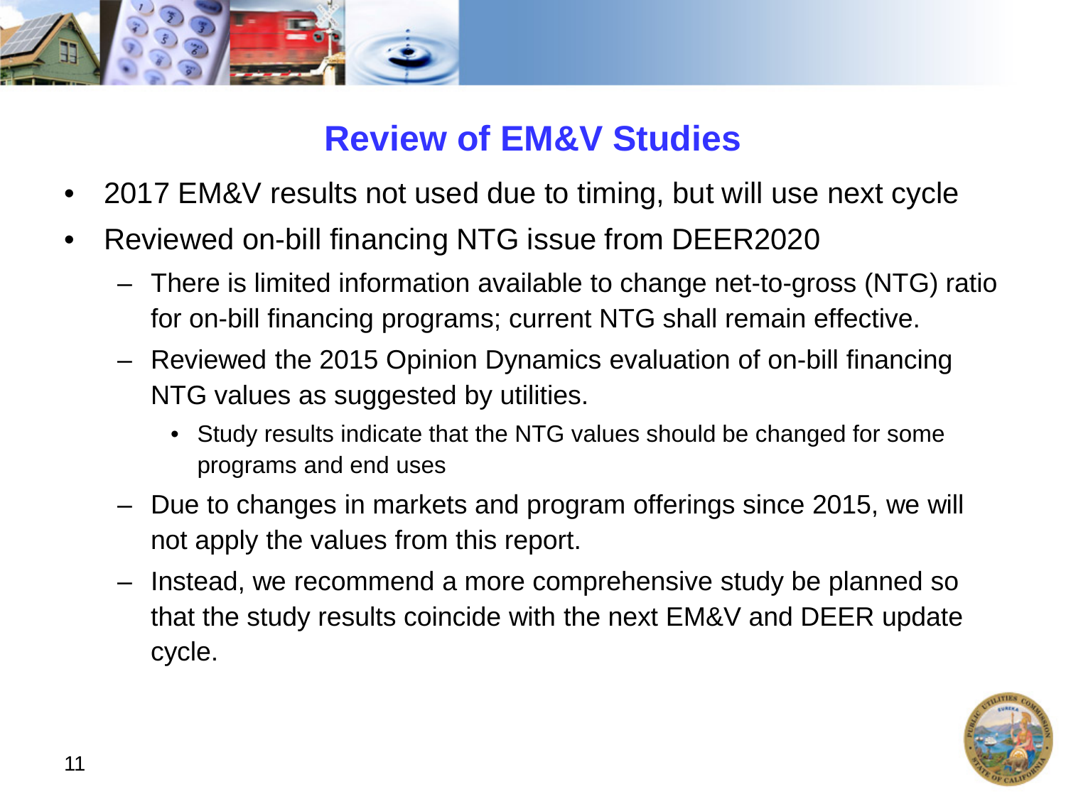# Review of EM&V Studies

- 2017 EM&V results not used due to timing, but will use next cycle
- Reviewed on-bill financing NTG issue from DEER2020
  - There is limited information available to change net-to-gross (NTG) ratio for on-bill financing programs; current NTG shall remain effective.
  - Reviewed the 2015 Opinion Dynamics evaluation of on-bill financing NTG values as suggested by utilities.
    - Study results indicate that the NTG values should be changed for some programs and end uses
  - Due to changes in markets and program offerings since 2015, we will not apply the values from this report.
  - Instead, we recommend a more comprehensive study be planned so that the study results coincide with the next EM&V and DEER update cycle.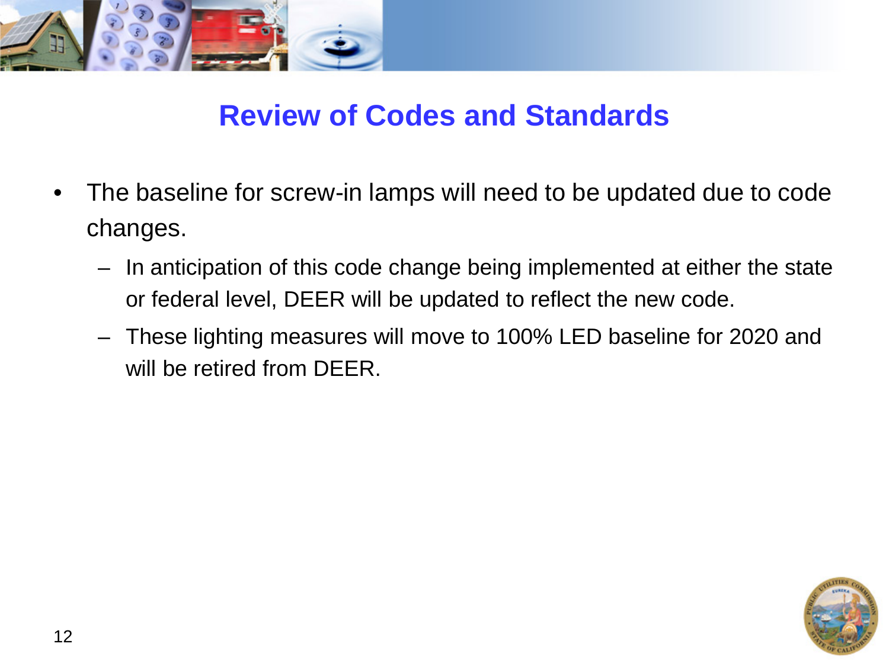# Review of Codes and Standards

- The baseline for screw-in lamps will need to be updated due to code changes.
  - In anticipation of this code change being implemented at either the state or federal level, DEER will be updated to reflect the new code.
  - These lighting measures will move to 100% LED baseline for 2020 and will be retired from DEER.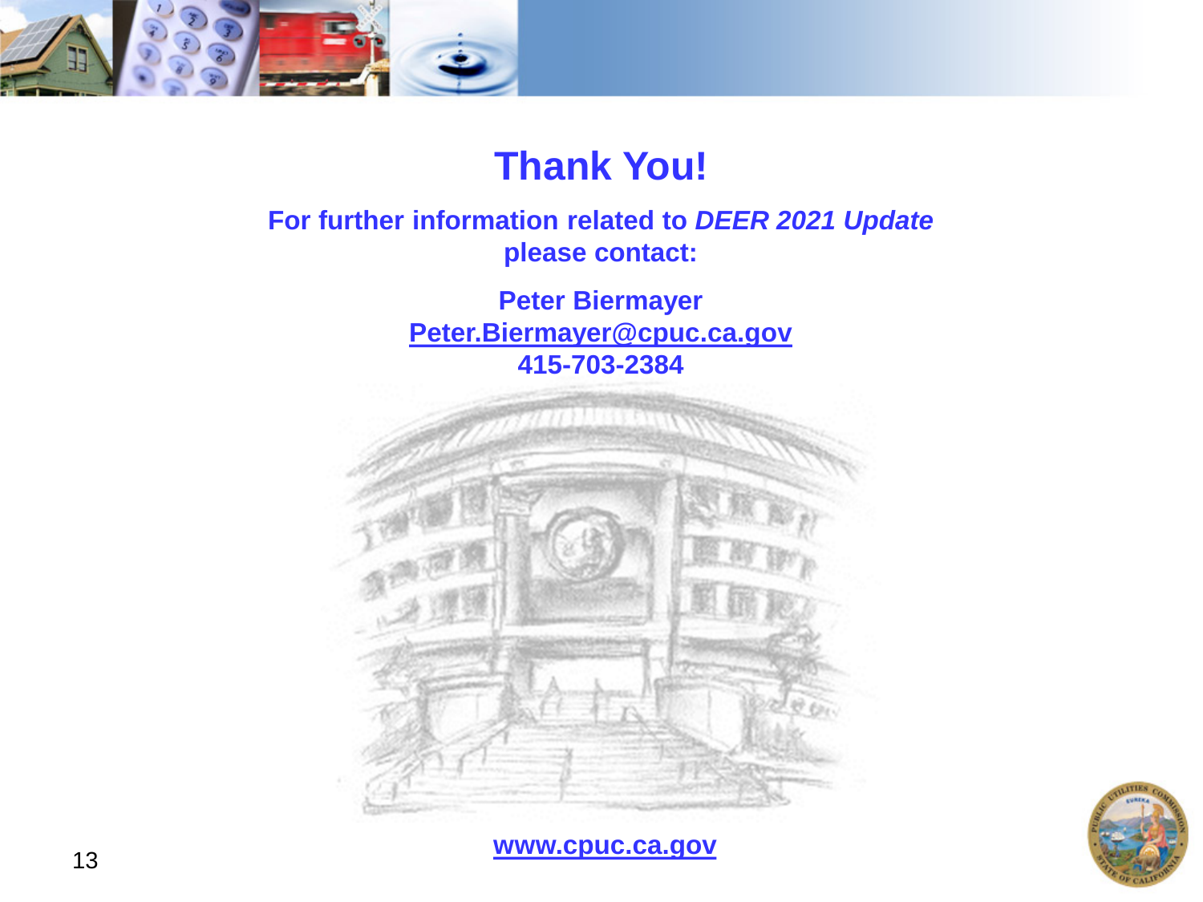# Thank You!

**For further information related to *DEER 2021 Update* please contact:**

**Peter Biermayer**
**Peter.Biermayer@cpuc.ca.gov**
**415-703-2384**

**www.cpuc.ca.gov**